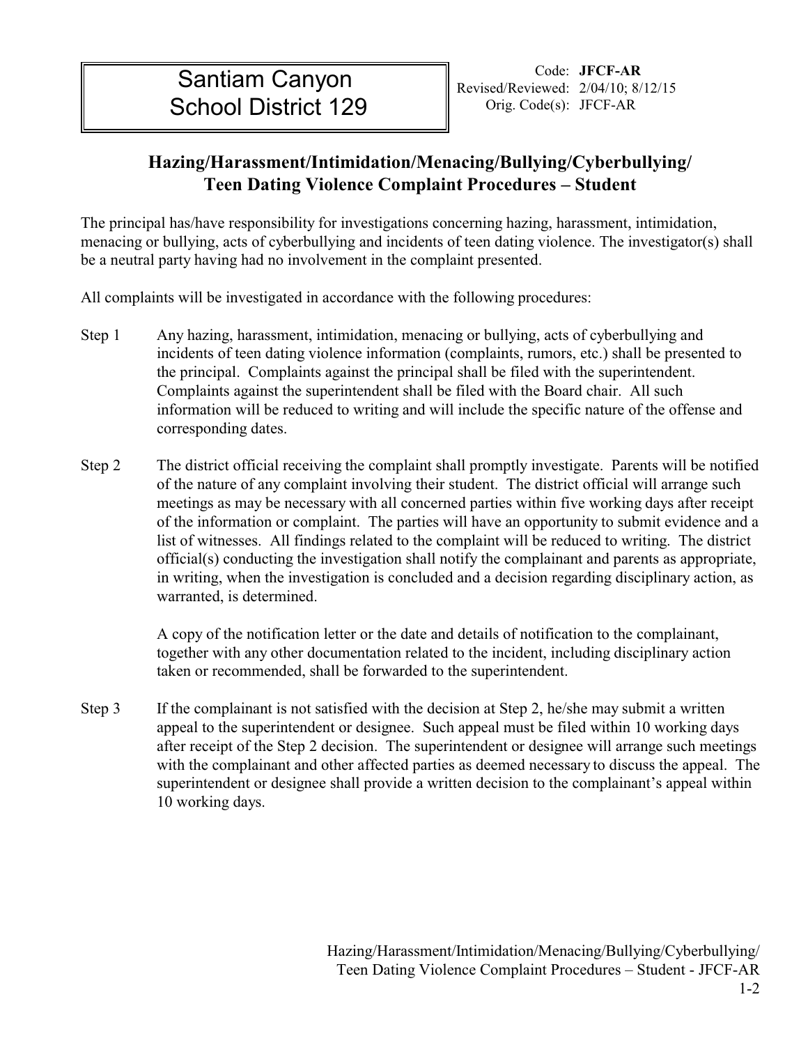Santiam Canyon School District 129

Code: **JFCF-AR**
Revised/Reviewed: 2/04/10; 8/12/15
Orig. Code(s): JFCF-AR

## Hazing/Harassment/Intimidation/Menacing/Bullying/Cyberbullying/ Teen Dating Violence Complaint Procedures – Student

The principal has/have responsibility for investigations concerning hazing, harassment, intimidation, menacing or bullying, acts of cyberbullying and incidents of teen dating violence. The investigator(s) shall be a neutral party having had no involvement in the complaint presented.

All complaints will be investigated in accordance with the following procedures:

Step 1 Any hazing, harassment, intimidation, menacing or bullying, acts of cyberbullying and incidents of teen dating violence information (complaints, rumors, etc.) shall be presented to the principal. Complaints against the principal shall be filed with the superintendent. Complaints against the superintendent shall be filed with the Board chair. All such information will be reduced to writing and will include the specific nature of the offense and corresponding dates.

Step 2 The district official receiving the complaint shall promptly investigate. Parents will be notified of the nature of any complaint involving their student. The district official will arrange such meetings as may be necessary with all concerned parties within five working days after receipt of the information or complaint. The parties will have an opportunity to submit evidence and a list of witnesses. All findings related to the complaint will be reduced to writing. The district official(s) conducting the investigation shall notify the complainant and parents as appropriate, in writing, when the investigation is concluded and a decision regarding disciplinary action, as warranted, is determined.

A copy of the notification letter or the date and details of notification to the complainant, together with any other documentation related to the incident, including disciplinary action taken or recommended, shall be forwarded to the superintendent.

Step 3 If the complainant is not satisfied with the decision at Step 2, he/she may submit a written appeal to the superintendent or designee. Such appeal must be filed within 10 working days after receipt of the Step 2 decision. The superintendent or designee will arrange such meetings with the complainant and other affected parties as deemed necessary to discuss the appeal. The superintendent or designee shall provide a written decision to the complainant's appeal within 10 working days.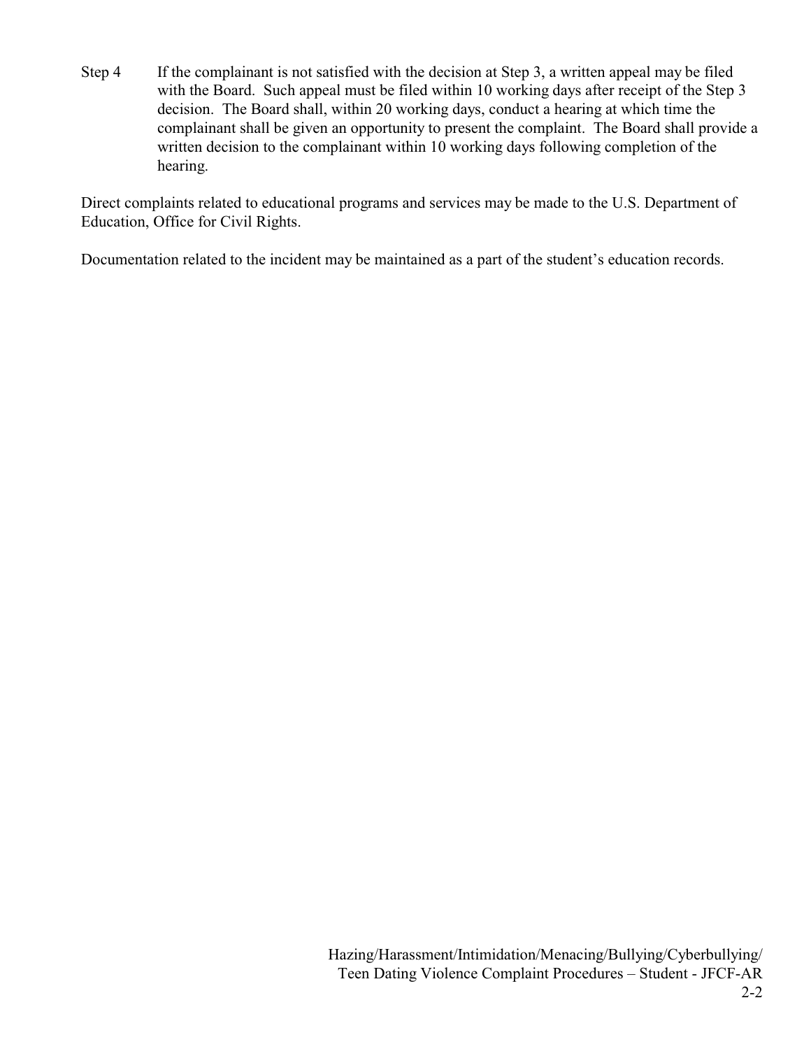Step 4 If the complainant is not satisfied with the decision at Step 3, a written appeal may be filed with the Board. Such appeal must be filed within 10 working days after receipt of the Step 3 decision. The Board shall, within 20 working days, conduct a hearing at which time the complainant shall be given an opportunity to present the complaint. The Board shall provide a written decision to the complainant within 10 working days following completion of the hearing.

Direct complaints related to educational programs and services may be made to the U.S. Department of Education, Office for Civil Rights.

Documentation related to the incident may be maintained as a part of the student's education records.